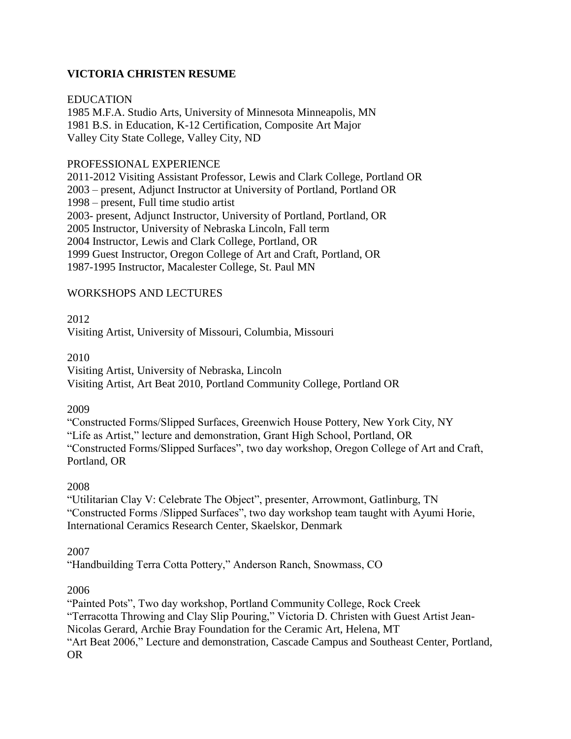# VICTORIA CHRISTEN RESUME

## EDUCATION

1985 M.F.A. Studio Arts, University of Minnesota Minneapolis, MN
1981 B.S. in Education, K-12 Certification, Composite Art Major
Valley City State College, Valley City, ND

## PROFESSIONAL EXPERIENCE

2011-2012 Visiting Assistant Professor, Lewis and Clark College, Portland OR
2003 – present, Adjunct Instructor at University of Portland, Portland OR
1998 – present, Full time studio artist
2003- present, Adjunct Instructor, University of Portland, Portland, OR
2005 Instructor, University of Nebraska Lincoln, Fall term
2004 Instructor, Lewis and Clark College, Portland, OR
1999 Guest Instructor, Oregon College of Art and Craft, Portland, OR
1987-1995 Instructor, Macalester College, St. Paul MN

## WORKSHOPS AND LECTURES

2012

Visiting Artist, University of Missouri, Columbia, Missouri

2010

Visiting Artist, University of Nebraska, Lincoln
Visiting Artist, Art Beat 2010, Portland Community College, Portland OR

2009

"Constructed Forms/Slipped Surfaces, Greenwich House Pottery, New York City, NY
"Life as Artist," lecture and demonstration, Grant High School, Portland, OR
"Constructed Forms/Slipped Surfaces", two day workshop, Oregon College of Art and Craft, Portland, OR

2008

"Utilitarian Clay V: Celebrate The Object", presenter, Arrowmont, Gatlinburg, TN
"Constructed Forms /Slipped Surfaces", two day workshop team taught with Ayumi Horie, International Ceramics Research Center, Skaelskor, Denmark

2007

"Handbuilding Terra Cotta Pottery," Anderson Ranch, Snowmass, CO

2006

"Painted Pots", Two day workshop, Portland Community College, Rock Creek
"Terracotta Throwing and Clay Slip Pouring," Victoria D. Christen with Guest Artist Jean-Nicolas Gerard, Archie Bray Foundation for the Ceramic Art, Helena, MT
"Art Beat 2006," Lecture and demonstration, Cascade Campus and Southeast Center, Portland, OR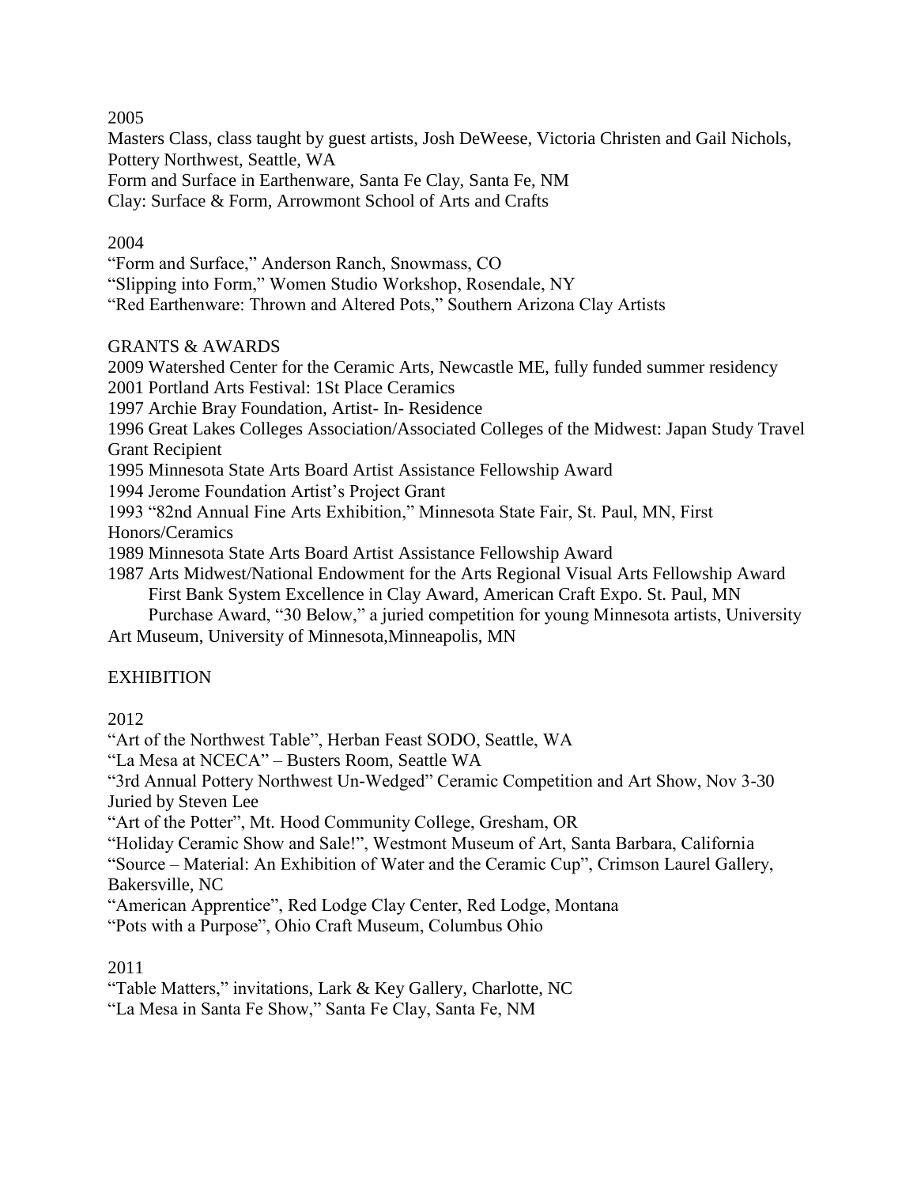2005

Masters Class, class taught by guest artists, Josh DeWeese, Victoria Christen and Gail Nichols, Pottery Northwest, Seattle, WA

Form and Surface in Earthenware, Santa Fe Clay, Santa Fe, NM

Clay: Surface & Form, Arrowmont School of Arts and Crafts

2004

"Form and Surface," Anderson Ranch, Snowmass, CO

"Slipping into Form," Women Studio Workshop, Rosendale, NY

"Red Earthenware: Thrown and Altered Pots," Southern Arizona Clay Artists

GRANTS & AWARDS

2009 Watershed Center for the Ceramic Arts, Newcastle ME, fully funded summer residency

2001 Portland Arts Festival: 1St Place Ceramics

1997 Archie Bray Foundation, Artist- In- Residence

1996 Great Lakes Colleges Association/Associated Colleges of the Midwest: Japan Study Travel Grant Recipient

1995 Minnesota State Arts Board Artist Assistance Fellowship Award

1994 Jerome Foundation Artist's Project Grant

1993 "82nd Annual Fine Arts Exhibition," Minnesota State Fair, St. Paul, MN, First Honors/Ceramics

1989 Minnesota State Arts Board Artist Assistance Fellowship Award

1987 Arts Midwest/National Endowment for the Arts Regional Visual Arts Fellowship Award
First Bank System Excellence in Clay Award, American Craft Expo. St. Paul, MN
Purchase Award, "30 Below," a juried competition for young Minnesota artists, University Art Museum, University of Minnesota,Minneapolis, MN

EXHIBITION

2012

"Art of the Northwest Table", Herban Feast SODO, Seattle, WA

"La Mesa at NCECA" – Busters Room, Seattle WA

"3rd Annual Pottery Northwest Un-Wedged" Ceramic Competition and Art Show, Nov 3-30 Juried by Steven Lee

"Art of the Potter", Mt. Hood Community College, Gresham, OR

"Holiday Ceramic Show and Sale!", Westmont Museum of Art, Santa Barbara, California

"Source – Material: An Exhibition of Water and the Ceramic Cup", Crimson Laurel Gallery, Bakersville, NC

"American Apprentice", Red Lodge Clay Center, Red Lodge, Montana

"Pots with a Purpose", Ohio Craft Museum, Columbus Ohio

2011

"Table Matters," invitations, Lark & Key Gallery, Charlotte, NC

"La Mesa in Santa Fe Show," Santa Fe Clay, Santa Fe, NM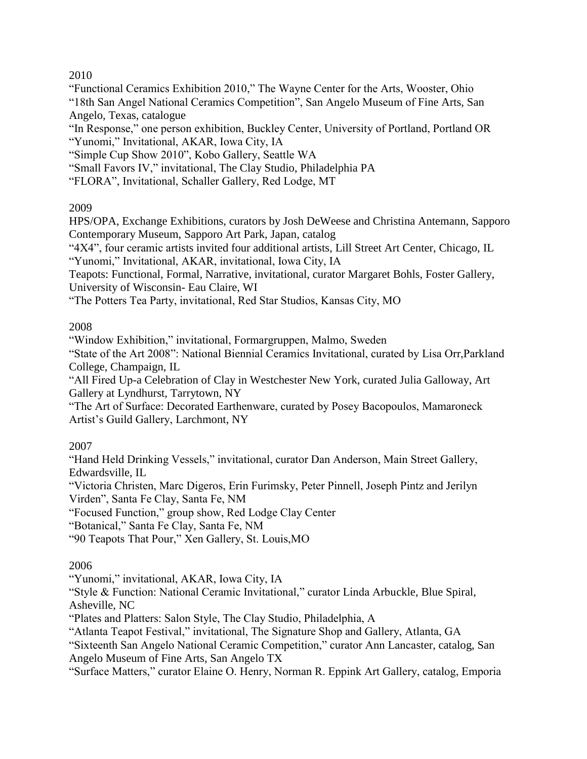2010

“Functional Ceramics Exhibition 2010,” The Wayne Center for the Arts, Wooster, Ohio

“18th San Angel National Ceramics Competition”, San Angelo Museum of Fine Arts, San Angelo, Texas, catalogue

“In Response,” one person exhibition, Buckley Center, University of Portland, Portland OR

“Yunomi,” Invitational, AKAR, Iowa City, IA

“Simple Cup Show 2010”, Kobo Gallery, Seattle WA

“Small Favors IV,” invitational, The Clay Studio, Philadelphia PA

“FLORA”, Invitational, Schaller Gallery, Red Lodge, MT

2009

HPS/OPA, Exchange Exhibitions, curators by Josh DeWeese and Christina Antemann, Sapporo Contemporary Museum, Sapporo Art Park, Japan, catalog

“4X4”, four ceramic artists invited four additional artists, Lill Street Art Center, Chicago, IL

“Yunomi,” Invitational, AKAR, invitational, Iowa City, IA

Teapots: Functional, Formal, Narrative, invitational, curator Margaret Bohls, Foster Gallery, University of Wisconsin- Eau Claire, WI

“The Potters Tea Party, invitational, Red Star Studios, Kansas City, MO

2008

“Window Exhibition,” invitational, Formargruppen, Malmo, Sweden

“State of the Art 2008”: National Biennial Ceramics Invitational, curated by Lisa Orr,Parkland College, Champaign, IL

“All Fired Up-a Celebration of Clay in Westchester New York, curated Julia Galloway, Art Gallery at Lyndhurst, Tarrytown, NY

“The Art of Surface: Decorated Earthenware, curated by Posey Bacopoulos, Mamaroneck Artist’s Guild Gallery, Larchmont, NY

2007

“Hand Held Drinking Vessels,” invitational, curator Dan Anderson, Main Street Gallery, Edwardsville, IL

“Victoria Christen, Marc Digeros, Erin Furimsky, Peter Pinnell, Joseph Pintz and Jerilyn Virden”, Santa Fe Clay, Santa Fe, NM

“Focused Function,” group show, Red Lodge Clay Center

“Botanical,” Santa Fe Clay, Santa Fe, NM

“90 Teapots That Pour,” Xen Gallery, St. Louis,MO

2006

“Yunomi,” invitational, AKAR, Iowa City, IA

“Style & Function: National Ceramic Invitational,” curator Linda Arbuckle, Blue Spiral, Asheville, NC

“Plates and Platters: Salon Style, The Clay Studio, Philadelphia, A

“Atlanta Teapot Festival,” invitational, The Signature Shop and Gallery, Atlanta, GA

“Sixteenth San Angelo National Ceramic Competition,” curator Ann Lancaster, catalog, San Angelo Museum of Fine Arts, San Angelo TX

“Surface Matters,” curator Elaine O. Henry, Norman R. Eppink Art Gallery, catalog, Emporia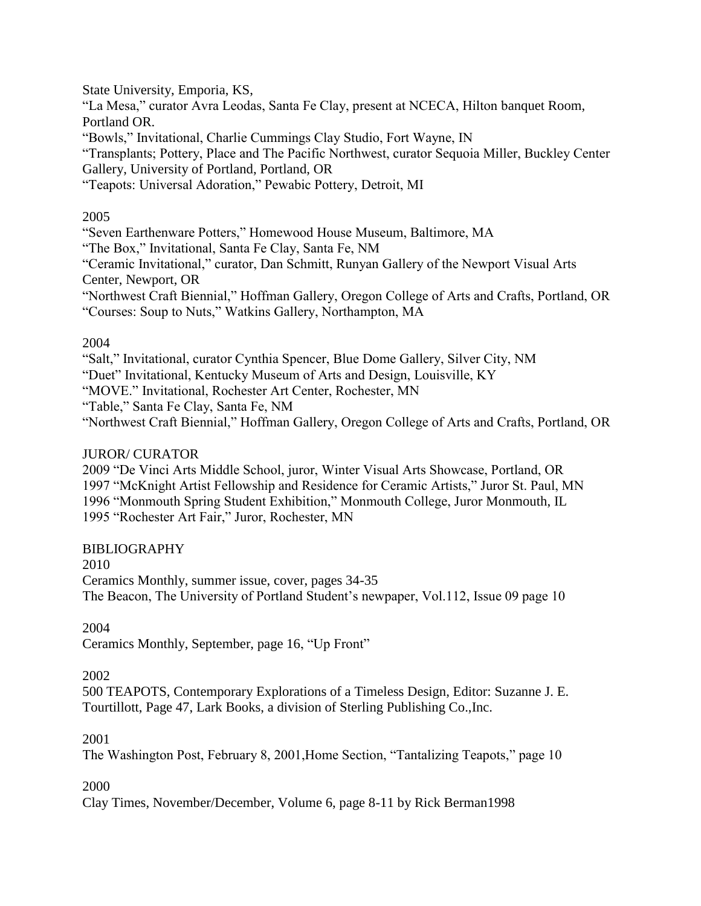State University, Emporia, KS,

"La Mesa," curator Avra Leodas, Santa Fe Clay, present at NCECA, Hilton banquet Room, Portland OR.

"Bowls," Invitational, Charlie Cummings Clay Studio, Fort Wayne, IN

"Transplants; Pottery, Place and The Pacific Northwest, curator Sequoia Miller, Buckley Center Gallery, University of Portland, Portland, OR

"Teapots: Universal Adoration," Pewabic Pottery, Detroit, MI

2005

"Seven Earthenware Potters," Homewood House Museum, Baltimore, MA

"The Box," Invitational, Santa Fe Clay, Santa Fe, NM

"Ceramic Invitational," curator, Dan Schmitt, Runyan Gallery of the Newport Visual Arts Center, Newport, OR

"Northwest Craft Biennial," Hoffman Gallery, Oregon College of Arts and Crafts, Portland, OR

"Courses: Soup to Nuts," Watkins Gallery, Northampton, MA

2004

"Salt," Invitational, curator Cynthia Spencer, Blue Dome Gallery, Silver City, NM

"Duet" Invitational, Kentucky Museum of Arts and Design, Louisville, KY

"MOVE." Invitational, Rochester Art Center, Rochester, MN

"Table," Santa Fe Clay, Santa Fe, NM

"Northwest Craft Biennial," Hoffman Gallery, Oregon College of Arts and Crafts, Portland, OR

JUROR/ CURATOR

2009 "De Vinci Arts Middle School, juror, Winter Visual Arts Showcase, Portland, OR

1997 "McKnight Artist Fellowship and Residence for Ceramic Artists," Juror St. Paul, MN

1996 "Monmouth Spring Student Exhibition," Monmouth College, Juror Monmouth, IL

1995 "Rochester Art Fair," Juror, Rochester, MN

BIBLIOGRAPHY

2010

Ceramics Monthly, summer issue, cover, pages 34-35

The Beacon, The University of Portland Student's newpaper, Vol.112, Issue 09 page 10

2004

Ceramics Monthly, September, page 16, "Up Front"

2002

500 TEAPOTS, Contemporary Explorations of a Timeless Design, Editor: Suzanne J. E. Tourtillott, Page 47, Lark Books, a division of Sterling Publishing Co.,Inc.

2001

The Washington Post, February 8, 2001,Home Section, "Tantalizing Teapots," page 10

2000

Clay Times, November/December, Volume 6, page 8-11 by Rick Berman1998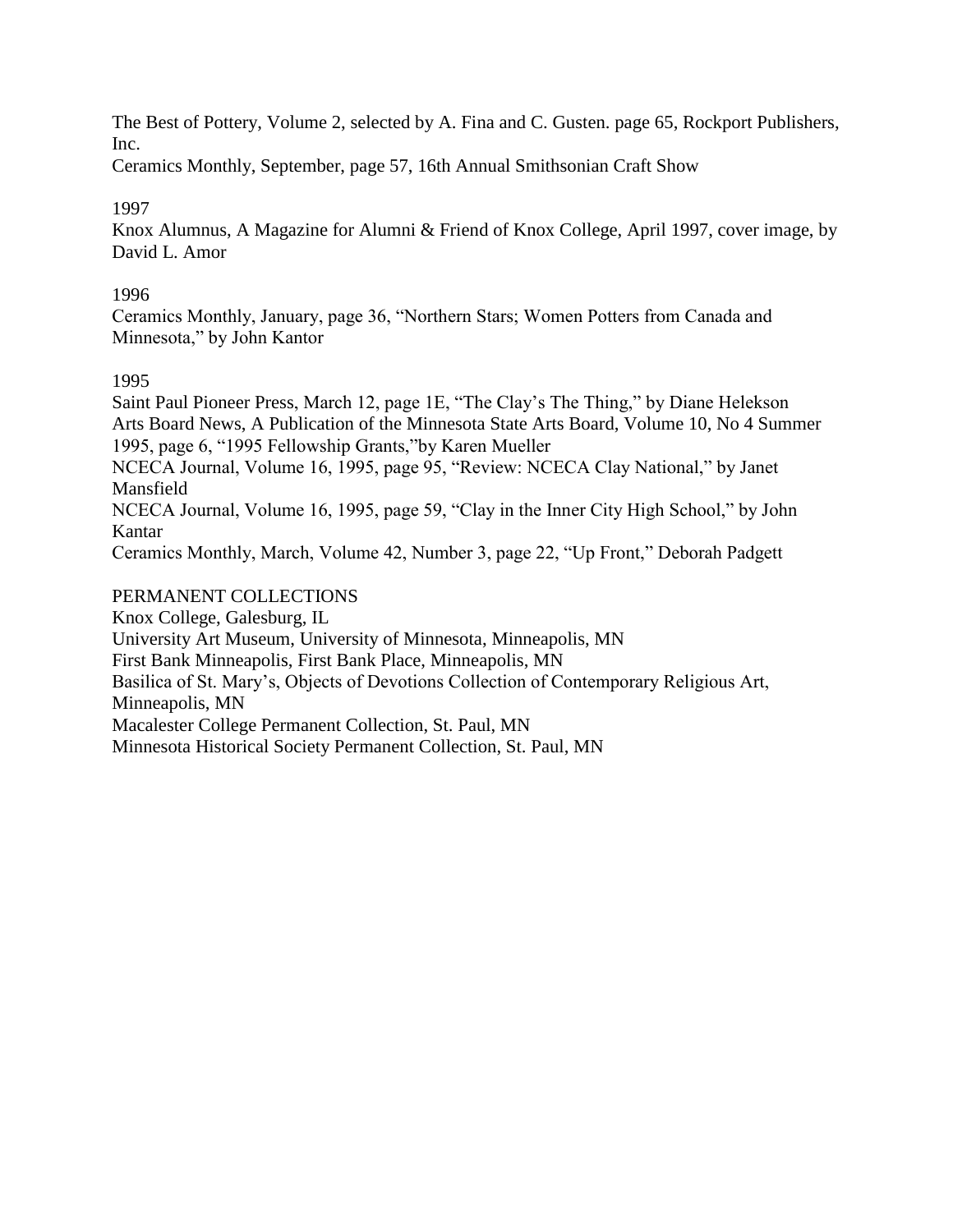The Best of Pottery, Volume 2, selected by A. Fina and C. Gusten. page 65, Rockport Publishers, Inc.
Ceramics Monthly, September, page 57, 16th Annual Smithsonian Craft Show

1997
Knox Alumnus, A Magazine for Alumni & Friend of Knox College, April 1997, cover image, by David L. Amor

1996
Ceramics Monthly, January, page 36, "Northern Stars; Women Potters from Canada and Minnesota," by John Kantor

1995
Saint Paul Pioneer Press, March 12, page 1E, "The Clay's The Thing," by Diane Helekson
Arts Board News, A Publication of the Minnesota State Arts Board, Volume 10, No 4 Summer 1995, page 6, "1995 Fellowship Grants,"by Karen Mueller
NCECA Journal, Volume 16, 1995, page 95, "Review: NCECA Clay National," by Janet Mansfield
NCECA Journal, Volume 16, 1995, page 59, "Clay in the Inner City High School," by John Kantar
Ceramics Monthly, March, Volume 42, Number 3, page 22, "Up Front," Deborah Padgett

PERMANENT COLLECTIONS
Knox College, Galesburg, IL
University Art Museum, University of Minnesota, Minneapolis, MN
First Bank Minneapolis, First Bank Place, Minneapolis, MN
Basilica of St. Mary's, Objects of Devotions Collection of Contemporary Religious Art, Minneapolis, MN
Macalester College Permanent Collection, St. Paul, MN
Minnesota Historical Society Permanent Collection, St. Paul, MN